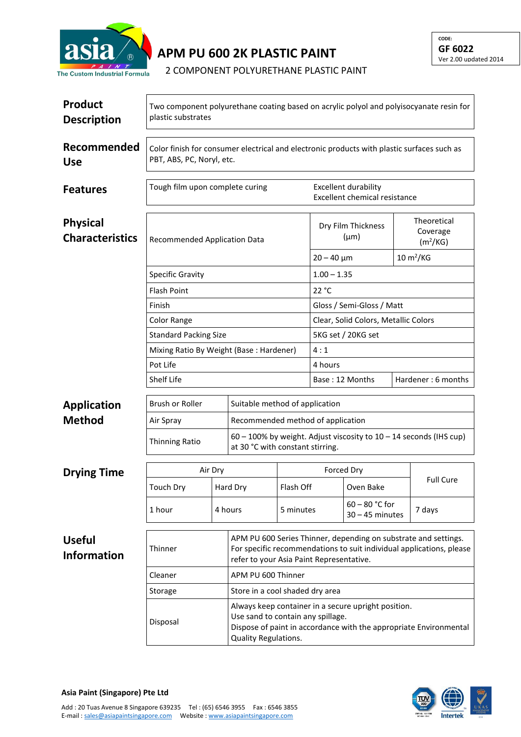# APM PU 600 2K PLASTIC PAINT

2 COMPONENT POLYURETHANE PLASTIC PAINT

CODE:
**GF 6022**
Ver 2.00 updated 2014

## Product Description

Two component polyurethane coating based on acrylic polyol and polyisocyanate resin for plastic substrates

## Recommended Use

Color finish for consumer electrical and electronic products with plastic surfaces such as PBT, ABS, PC, Noryl, etc.

## Features

| | |
|---|---|
| Tough film upon complete curing | Excellent durability<br>Excellent chemical resistance |

## Physical Characteristics

| | | |
|---|---|---|
| Recommended Application Data | Dry Film Thickness (µm) | Theoretical Coverage ($m^2$/KG) |
| | 20 – 40 µm | 10 $m^2$/KG |
| Specific Gravity | 1.00 – 1.35 | |
| Flash Point | 22 °C | |
| Finish | Gloss / Semi-Gloss / Matt | |
| Color Range | Clear, Solid Colors, Metallic Colors | |
| Standard Packing Size | 5KG set / 20KG set | |
| Mixing Ratio By Weight (Base : Hardener) | 4 : 1 | |
| Pot Life | 4 hours | |
| Shelf Life | Base : 12 Months | Hardener : 6 months |

## Application Method

| | |
|---|---|
| Brush or Roller | Suitable method of application |
| Air Spray | Recommended method of application |
| Thinning Ratio | 60 – 100% by weight. Adjust viscosity to 10 – 14 seconds (IHS cup) at 30 °C with constant stirring. |

## Drying Time

| Air Dry | | Forced Dry | | Full Cure |
|---|---|---|---|---|
| Touch Dry | Hard Dry | Flash Off | Oven Bake | |
| 1 hour | 4 hours | 5 minutes | 60 – 80 °C for 30 – 45 minutes | 7 days |

## Useful Information

| | |
|---|---|
| Thinner | APM PU 600 Series Thinner, depending on substrate and settings. For specific recommendations to suit individual applications, please refer to your Asia Paint Representative. |
| Cleaner | APM PU 600 Thinner |
| Storage | Store in a cool shaded dry area |
| Disposal | Always keep container in a secure upright position.<br>Use sand to contain any spillage.<br>Dispose of paint in accordance with the appropriate Environmental Quality Regulations. |

**Asia Paint (Singapore) Pte Ltd**

Add : 20 Tuas Avenue 8 Singapore 639235 Tel : (65) 6546 3955 Fax : 6546 3855
E-mail : sales@asiapaintsingapore.com Website : www.asiapaintsingapore.com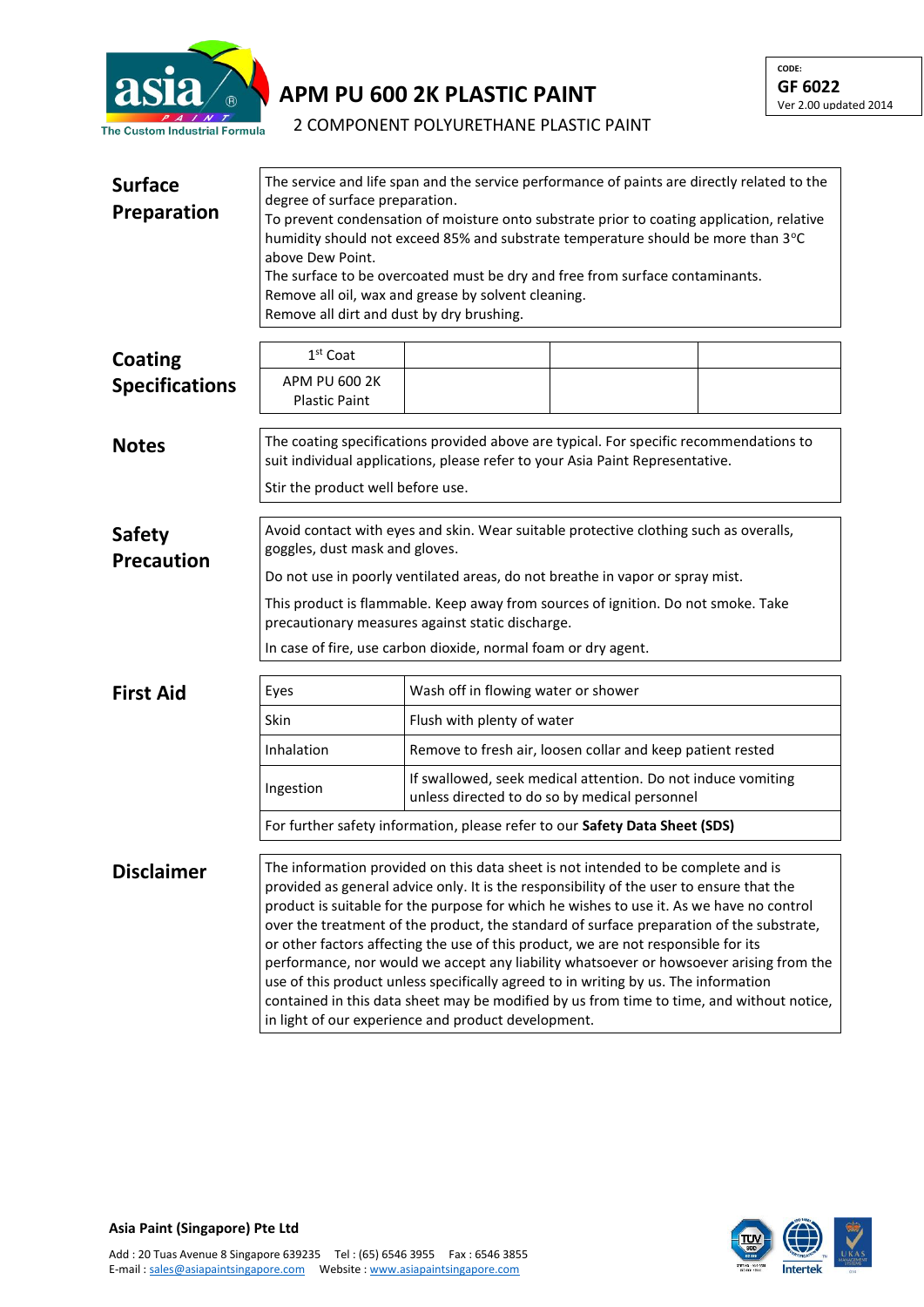# APM PU 600 2K PLASTIC PAINT

2 COMPONENT POLYURETHANE PLASTIC PAINT

CODE:
**GF 6022**
Ver 2.00 updated 2014

## Surface Preparation

The service and life span and the service performance of paints are directly related to the degree of surface preparation.
To prevent condensation of moisture onto substrate prior to coating application, relative humidity should not exceed 85% and substrate temperature should be more than 3°C above Dew Point.
The surface to be overcoated must be dry and free from surface contaminants.
Remove all oil, wax and grease by solvent cleaning.
Remove all dirt and dust by dry brushing.

## Coating Specifications

| 1st Coat | | | |
|---|---|---|---|
| APM PU 600 2K Plastic Paint | | | |

## Notes

The coating specifications provided above are typical. For specific recommendations to suit individual applications, please refer to your Asia Paint Representative.

Stir the product well before use.

## Safety Precaution

Avoid contact with eyes and skin. Wear suitable protective clothing such as overalls, goggles, dust mask and gloves.

Do not use in poorly ventilated areas, do not breathe in vapor or spray mist.

This product is flammable. Keep away from sources of ignition. Do not smoke. Take precautionary measures against static discharge.

In case of fire, use carbon dioxide, normal foam or dry agent.

## First Aid

| | |
|---|---|
| Eyes | Wash off in flowing water or shower |
| Skin | Flush with plenty of water |
| Inhalation | Remove to fresh air, loosen collar and keep patient rested |
| Ingestion | If swallowed, seek medical attention. Do not induce vomiting unless directed to do so by medical personnel |
| For further safety information, please refer to our **Safety Data Sheet (SDS)** | |

## Disclaimer

The information provided on this data sheet is not intended to be complete and is provided as general advice only. It is the responsibility of the user to ensure that the product is suitable for the purpose for which he wishes to use it. As we have no control over the treatment of the product, the standard of surface preparation of the substrate, or other factors affecting the use of this product, we are not responsible for its performance, nor would we accept any liability whatsoever or howsoever arising from the use of this product unless specifically agreed to in writing by us. The information contained in this data sheet may be modified by us from time to time, and without notice, in light of our experience and product development.

**Asia Paint (Singapore) Pte Ltd**

Add : 20 Tuas Avenue 8 Singapore 639235 Tel : (65) 6546 3955 Fax : 6546 3855
E-mail : sales@asiapaintsingapore.com Website : www.asiapaintsingapore.com